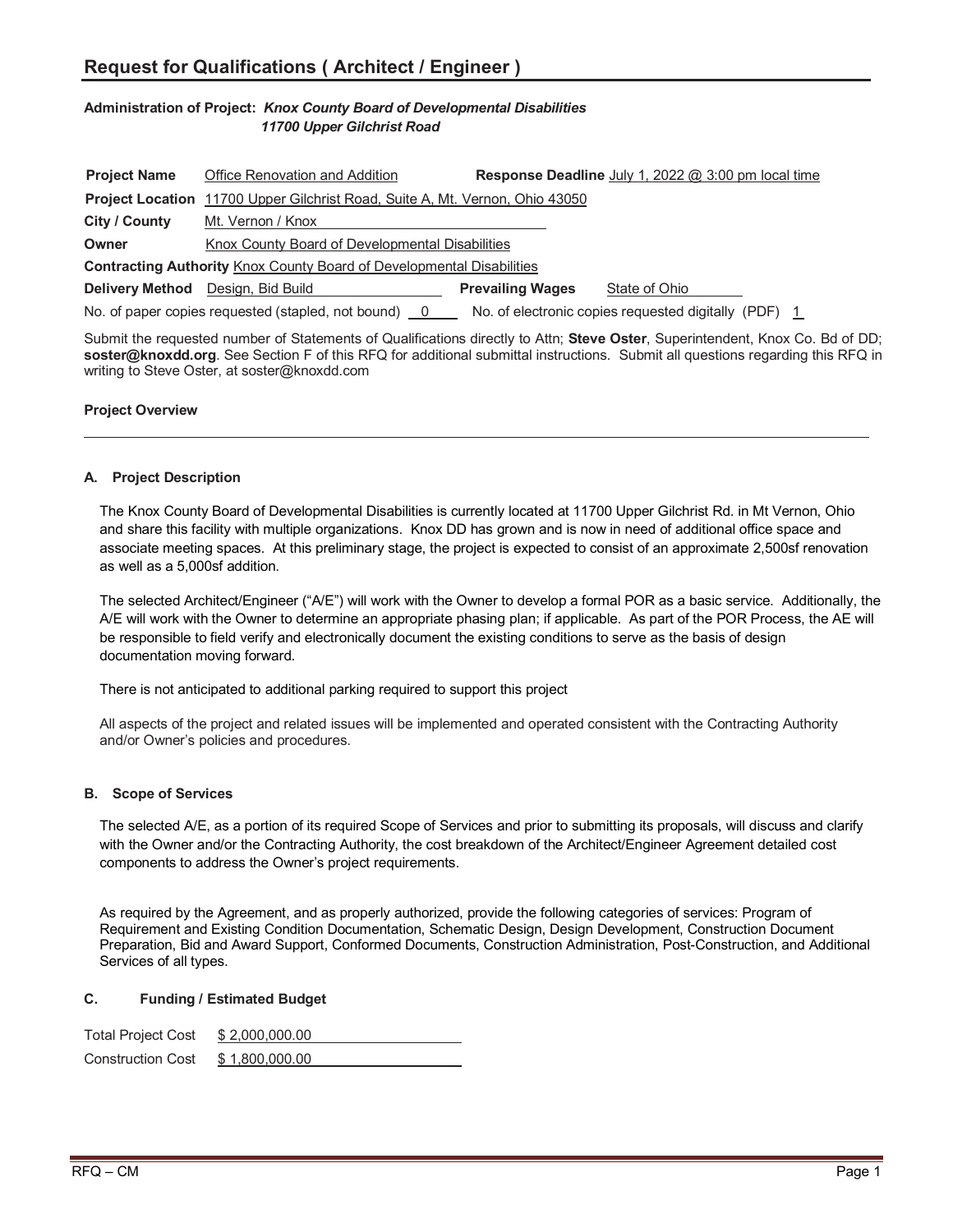# Request for Qualifications ( Architect / Engineer )

**Administration of Project:** ***Knox County Board of Developmental Disabilities***
***11700 Upper Gilchrist Road***

**Project Name** Office Renovation and Addition **Response Deadline** July 1, 2022 @ 3:00 pm local time

**Project Location** 11700 Upper Gilchrist Road, Suite A, Mt. Vernon, Ohio 43050

**City / County** Mt. Vernon / Knox

**Owner** Knox County Board of Developmental Disabilities

**Contracting Authority** Knox County Board of Developmental Disabilities

**Delivery Method** Design, Bid Build **Prevailing Wages** State of Ohio

No. of paper copies requested (stapled, not bound) 0 No. of electronic copies requested digitally (PDF) 1

Submit the requested number of Statements of Qualifications directly to Attn; **Steve Oster**, Superintendent, Knox Co. Bd of DD; **soster@knoxdd.org**. See Section F of this RFQ for additional submittal instructions. Submit all questions regarding this RFQ in writing to Steve Oster, at soster@knoxdd.com

**Project Overview**

---

### A. Project Description

The Knox County Board of Developmental Disabilities is currently located at 11700 Upper Gilchrist Rd. in Mt Vernon, Ohio and share this facility with multiple organizations. Knox DD has grown and is now in need of additional office space and associate meeting spaces. At this preliminary stage, the project is expected to consist of an approximate 2,500sf renovation as well as a 5,000sf addition.

The selected Architect/Engineer ("A/E") will work with the Owner to develop a formal POR as a basic service. Additionally, the A/E will work with the Owner to determine an appropriate phasing plan; if applicable. As part of the POR Process, the AE will be responsible to field verify and electronically document the existing conditions to serve as the basis of design documentation moving forward.

There is not anticipated to additional parking required to support this project

All aspects of the project and related issues will be implemented and operated consistent with the Contracting Authority and/or Owner's policies and procedures.

### B. Scope of Services

The selected A/E, as a portion of its required Scope of Services and prior to submitting its proposals, will discuss and clarify with the Owner and/or the Contracting Authority, the cost breakdown of the Architect/Engineer Agreement detailed cost components to address the Owner's project requirements.

As required by the Agreement, and as properly authorized, provide the following categories of services: Program of Requirement and Existing Condition Documentation, Schematic Design, Design Development, Construction Document Preparation, Bid and Award Support, Conformed Documents, Construction Administration, Post-Construction, and Additional Services of all types.

### C. Funding / Estimated Budget

Total Project Cost $ 2,000,000.00

Construction Cost $ 1,800,000.00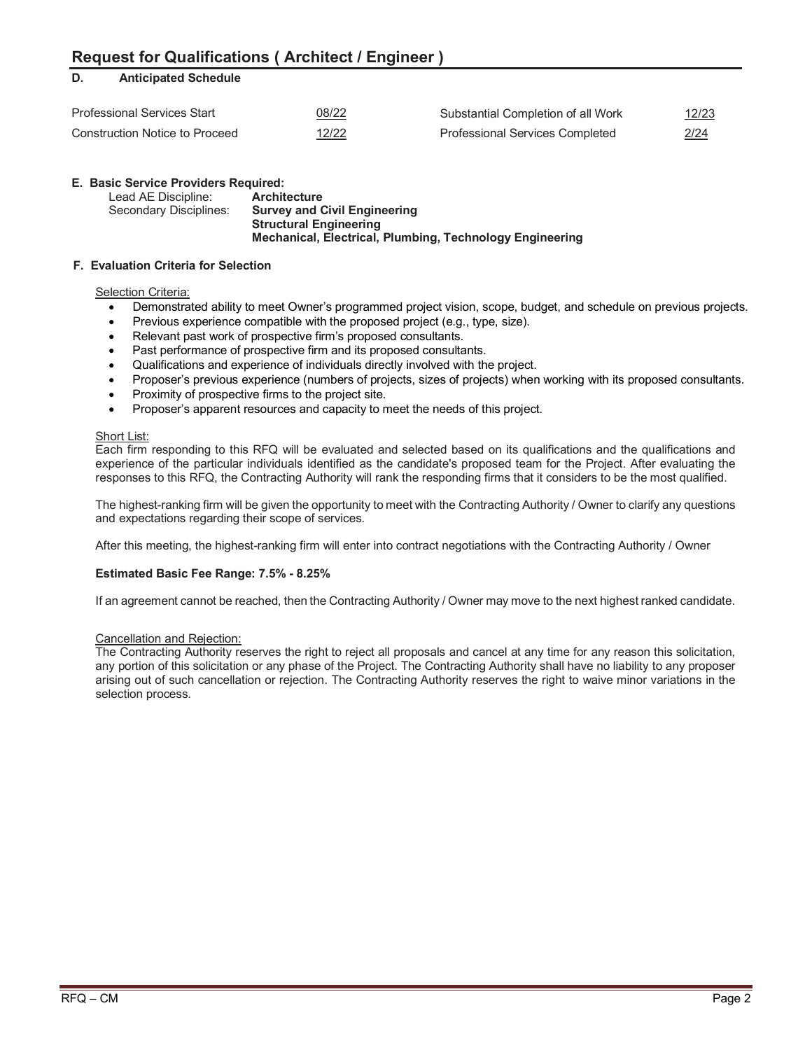# Request for Qualifications ( Architect / Engineer )

## D. Anticipated Schedule

| | | | |
|---|---|---|---|
| Professional Services Start | 08/22 | Substantial Completion of all Work | 12/23 |
| Construction Notice to Proceed | 12/22 | Professional Services Completed | 2/24 |

## E. Basic Service Providers Required:

Lead AE Discipline: **Architecture**

Secondary Disciplines: **Survey and Civil Engineering**
**Structural Engineering**
**Mechanical, Electrical, Plumbing, Technology Engineering**

## F. Evaluation Criteria for Selection

Selection Criteria:

- Demonstrated ability to meet Owner's programmed project vision, scope, budget, and schedule on previous projects.
- Previous experience compatible with the proposed project (e.g., type, size).
- Relevant past work of prospective firm's proposed consultants.
- Past performance of prospective firm and its proposed consultants.
- Qualifications and experience of individuals directly involved with the project.
- Proposer's previous experience (numbers of projects, sizes of projects) when working with its proposed consultants.
- Proximity of prospective firms to the project site.
- Proposer's apparent resources and capacity to meet the needs of this project.

Short List:

Each firm responding to this RFQ will be evaluated and selected based on its qualifications and the qualifications and experience of the particular individuals identified as the candidate's proposed team for the Project. After evaluating the responses to this RFQ, the Contracting Authority will rank the responding firms that it considers to be the most qualified.

The highest-ranking firm will be given the opportunity to meet with the Contracting Authority / Owner to clarify any questions and expectations regarding their scope of services.

After this meeting, the highest-ranking firm will enter into contract negotiations with the Contracting Authority / Owner

**Estimated Basic Fee Range: 7.5% - 8.25%**

If an agreement cannot be reached, then the Contracting Authority / Owner may move to the next highest ranked candidate.

Cancellation and Rejection:

The Contracting Authority reserves the right to reject all proposals and cancel at any time for any reason this solicitation, any portion of this solicitation or any phase of the Project. The Contracting Authority shall have no liability to any proposer arising out of such cancellation or rejection. The Contracting Authority reserves the right to waive minor variations in the selection process.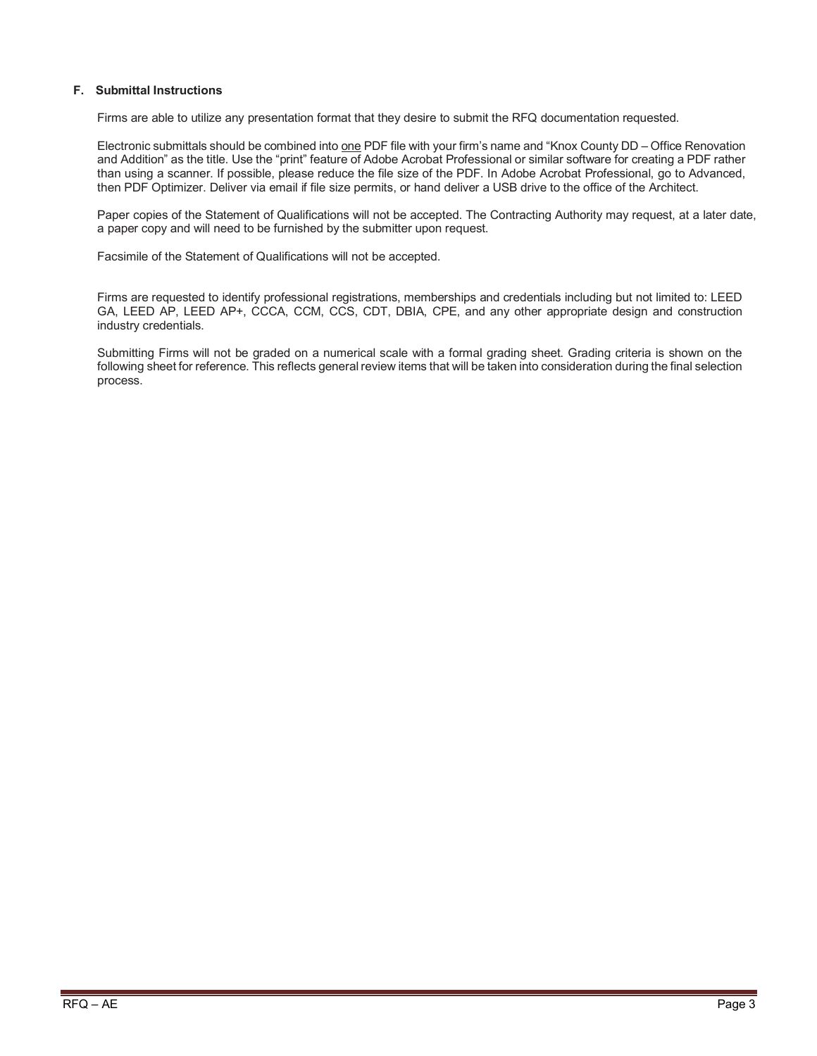### F. Submittal Instructions

Firms are able to utilize any presentation format that they desire to submit the RFQ documentation requested.

Electronic submittals should be combined into one PDF file with your firm's name and "Knox County DD – Office Renovation and Addition" as the title. Use the "print" feature of Adobe Acrobat Professional or similar software for creating a PDF rather than using a scanner. If possible, please reduce the file size of the PDF. In Adobe Acrobat Professional, go to Advanced, then PDF Optimizer. Deliver via email if file size permits, or hand deliver a USB drive to the office of the Architect.

Paper copies of the Statement of Qualifications will not be accepted. The Contracting Authority may request, at a later date, a paper copy and will need to be furnished by the submitter upon request.

Facsimile of the Statement of Qualifications will not be accepted.

Firms are requested to identify professional registrations, memberships and credentials including but not limited to: LEED GA, LEED AP, LEED AP+, CCCA, CCM, CCS, CDT, DBIA, CPE, and any other appropriate design and construction industry credentials.

Submitting Firms will not be graded on a numerical scale with a formal grading sheet. Grading criteria is shown on the following sheet for reference. This reflects general review items that will be taken into consideration during the final selection process.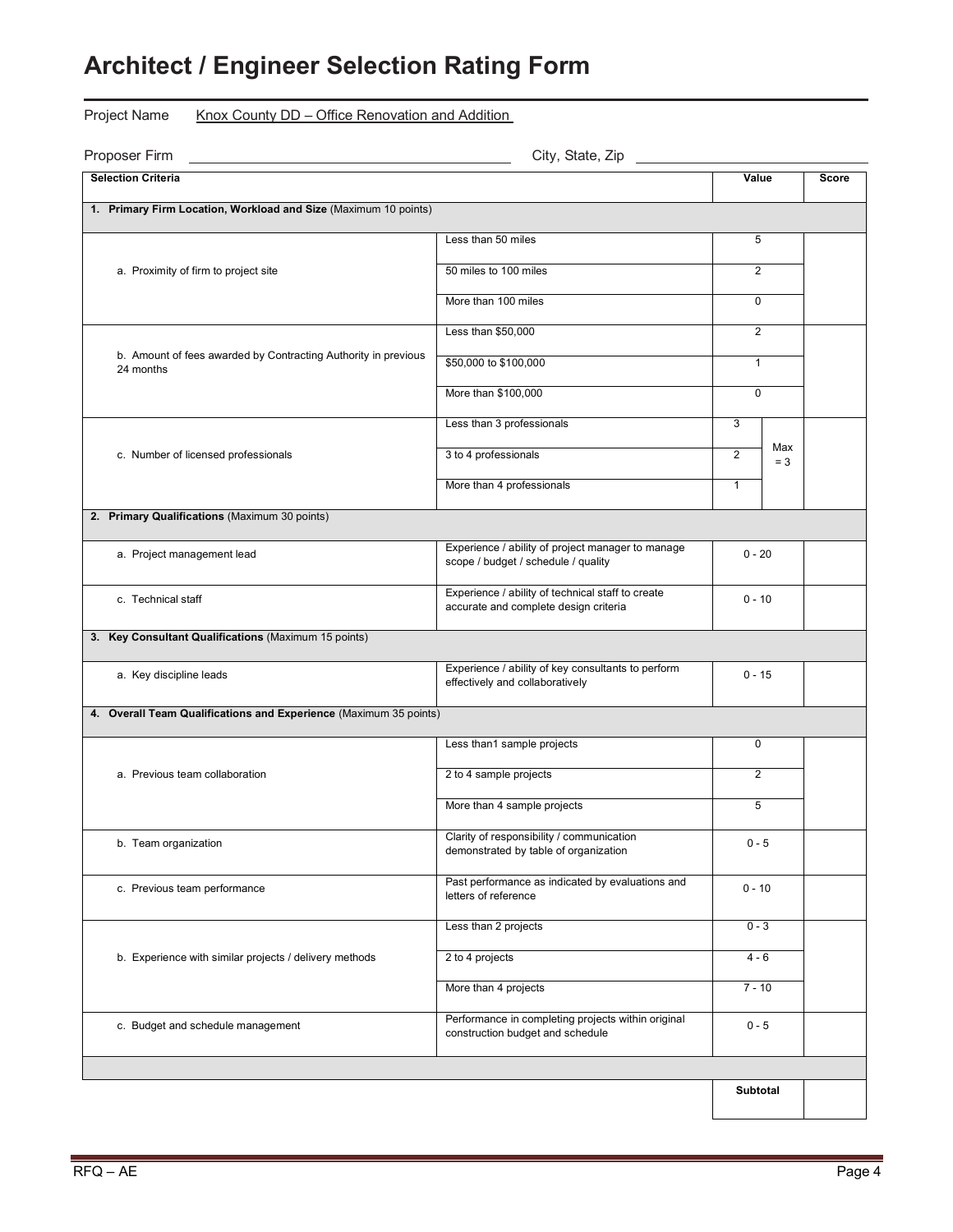# Architect / Engineer Selection Rating Form

Project Name Knox County DD – Office Renovation and Addition

Proposer Firm ______________________ City, State, Zip ______________________

| Selection Criteria | | Value | | Score |
|---|---|---|---|---|
| **1. Primary Firm Location, Workload and Size** (Maximum 10 points) | | | | |
| a. Proximity of firm to project site | Less than 50 miles | 5 | | |
| | 50 miles to 100 miles | 2 | | |
| | More than 100 miles | 0 | | |
| b. Amount of fees awarded by Contracting Authority in previous 24 months | Less than $50,000 | 2 | | |
| | $50,000 to $100,000 | 1 | | |
| | More than $100,000 | 0 | | |
| c. Number of licensed professionals | Less than 3 professionals | 3 | Max = 3 | |
| | 3 to 4 professionals | 2 | | |
| | More than 4 professionals | 1 | | |
| **2. Primary Qualifications** (Maximum 30 points) | | | | |
| a. Project management lead | Experience / ability of project manager to manage scope / budget / schedule / quality | 0 - 20 | | |
| c. Technical staff | Experience / ability of technical staff to create accurate and complete design criteria | 0 - 10 | | |
| **3. Key Consultant Qualifications** (Maximum 15 points) | | | | |
| a. Key discipline leads | Experience / ability of key consultants to perform effectively and collaboratively | 0 - 15 | | |
| **4. Overall Team Qualifications and Experience** (Maximum 35 points) | | | | |
| a. Previous team collaboration | Less than1 sample projects | 0 | | |
| | 2 to 4 sample projects | 2 | | |
| | More than 4 sample projects | 5 | | |
| b. Team organization | Clarity of responsibility / communication demonstrated by table of organization | 0 - 5 | | |
| c. Previous team performance | Past performance as indicated by evaluations and letters of reference | 0 - 10 | | |
| b. Experience with similar projects / delivery methods | Less than 2 projects | 0 - 3 | | |
| | 2 to 4 projects | 4 - 6 | | |
| | More than 4 projects | 7 - 10 | | |
| c. Budget and schedule management | Performance in completing projects within original construction budget and schedule | 0 - 5 | | |
| | | | | |
| | | **Subtotal** | | |